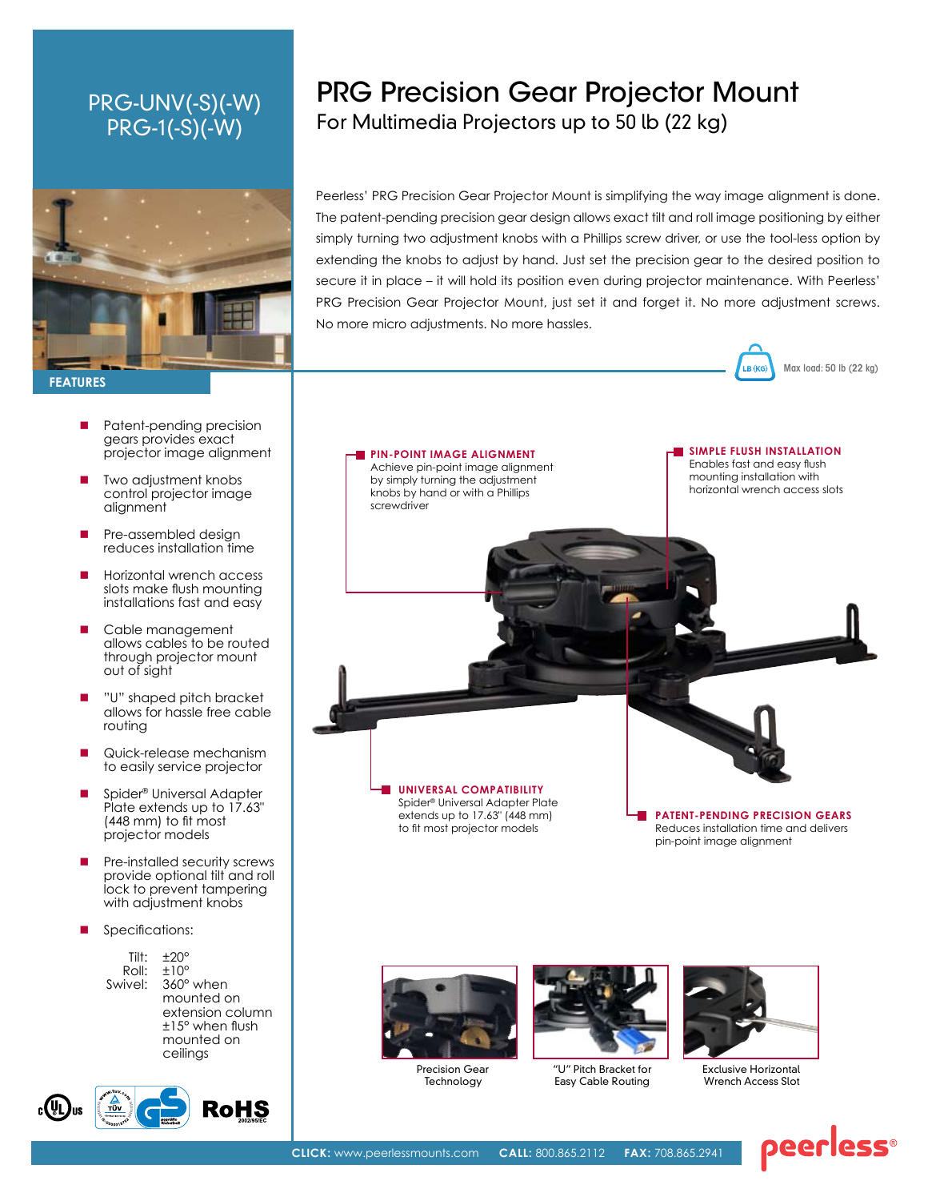# PRG-UNV(-S)(-W)
# PRG-1(-S)(-W)

# PRG Precision Gear Projector Mount

## For Multimedia Projectors up to 50 lb (22 kg)

Peerless' PRG Precision Gear Projector Mount is simplifying the way image alignment is done. The patent-pending precision gear design allows exact tilt and roll image positioning by either simply turning two adjustment knobs with a Phillips screw driver, or use the tool-less option by extending the knobs to adjust by hand. Just set the precision gear to the desired position to secure it in place – it will hold its position even during projector maintenance. With Peerless' PRG Precision Gear Projector Mount, just set it and forget it. No more adjustment screws. No more micro adjustments. No more hassles.

Max load: 50 lb (22 kg)

## FEATURES

- Patent-pending precision gears provides exact projector image alignment
- Two adjustment knobs control projector image alignment
- Pre-assembled design reduces installation time
- Horizontal wrench access slots make flush mounting installations fast and easy
- Cable management allows cables to be routed through projector mount out of sight
- "U" shaped pitch bracket allows for hassle free cable routing
- Quick-release mechanism to easily service projector
- Spider® Universal Adapter Plate extends up to 17.63" (448 mm) to fit most projector models
- Pre-installed security screws provide optional tilt and roll lock to prevent tampering with adjustment knobs
- Specifications:

| | |
|---|---|
| Tilt: | ±20° |
| Roll: | ±10° |
| Swivel: | 360° when mounted on extension column ±15° when flush mounted on ceilings |

**PIN-POINT IMAGE ALIGNMENT**
Achieve pin-point image alignment by simply turning the adjustment knobs by hand or with a Phillips screwdriver

**SIMPLE FLUSH INSTALLATION**
Enables fast and easy flush mounting installation with horizontal wrench access slots

**UNIVERSAL COMPATIBILITY**
Spider® Universal Adapter Plate extends up to 17.63" (448 mm) to fit most projector models

**PATENT-PENDING PRECISION GEARS**
Reduces installation time and delivers pin-point image alignment

Precision Gear Technology

"U" Pitch Bracket for Easy Cable Routing

Exclusive Horizontal Wrench Access Slot

RoHS 2002/95/EC

**CLICK:** www.peerlessmounts.com **CALL:** 800.865.2112 **FAX:** 708.865.2941

peerless®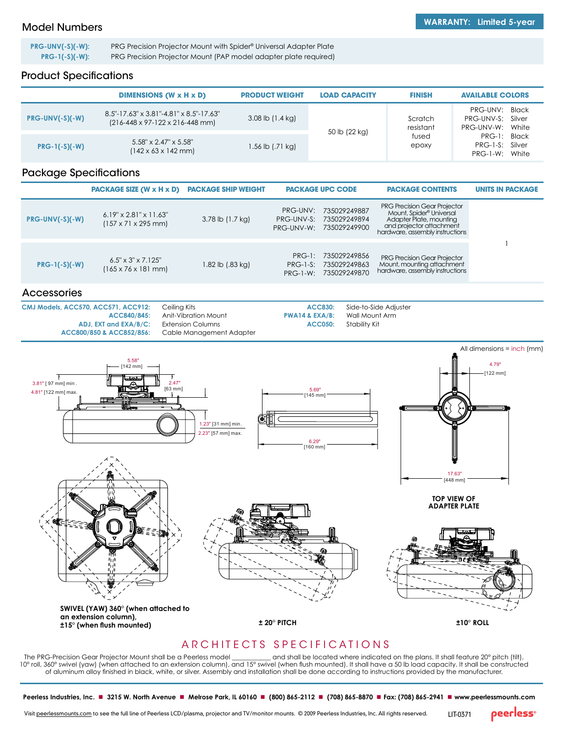**WARRANTY: Limited 5-year**

## Model Numbers

| | |
|---|---|
| **PRG-UNV(-S)(-W):** | PRG Precision Projector Mount with Spider® Universal Adapter Plate |
| **PRG-1(-S)(-W):** | PRG Precision Projector Mount (PAP model adapter plate required) |

## Product Specifications

| | DIMENSIONS (W x H x D) | PRODUCT WEIGHT | LOAD CAPACITY | FINISH | AVAILABLE COLORS |
|---|---|---|---|---|---|
| **PRG-UNV(-S)(-W)** | 8.5"-17.63" x 3.81"-4.81" x 8.5"-17.63" (216-448 x 97-122 x 216-448 mm) | 3.08 lb (1.4 kg) | 50 lb (22 kg) | Scratch resistant fused epoxy | PRG-UNV: Black<br>PRG-UNV-S: Silver<br>PRG-UNV-W: White |
| **PRG-1(-S)(-W)** | 5.58" x 2.47" x 5.58" (142 x 63 x 142 mm) | 1.56 lb (.71 kg) | | | PRG-1: Black<br>PRG-1-S: Silver<br>PRG-1-W: White |

## Package Specifications

| | PACKAGE SIZE (W x H x D) | PACKAGE SHIP WEIGHT | PACKAGE UPC CODE | PACKAGE CONTENTS | UNITS IN PACKAGE |
|---|---|---|---|---|---|
| **PRG-UNV(-S)(-W)** | 6.19" x 2.81" x 11.63" (157 x 71 x 295 mm) | 3.78 lb (1.7 kg) | PRG-UNV: 735029249887<br>PRG-UNV-S: 735029249894<br>PRG-UNV-W: 735029249900 | PRG Precision Gear Projector Mount, Spider® Universal Adapter Plate, mounting and projector attachment hardware, assembly instructions | 1 |
| **PRG-1(-S)(-W)** | 6.5" x 3" x 7.125" (165 x 76 x 181 mm) | 1.82 lb (.83 kg) | PRG-1: 735029249856<br>PRG-1-S: 735029249863<br>PRG-1-W: 735029249870 | PRG Precision Gear Projector Mount, mounting attachment hardware, assembly instructions | |

## Accessories

| | | | |
|---|---|---|---|
| **CMJ Models, ACC570, ACC571, ACC912:** | Ceiling Kits | **ACC830:** | Side-to-Side Adjuster |
| **ACC840/845:** | Anit-Vibration Mount | **PWA14 & EXA/B:** | Wall Mount Arm |
| **ADJ, EXT and EXA/B/C:** | Extension Columns | **ACC050:** | Stability Kit |
| **ACC800/850 & ACC852/856:** | Cable Management Adapter | | |

All dimensions = inch (mm)

5.58" [142 mm]
3.81" [97 mm] min.
4.81" [122 mm] max.
2.47" [63 mm]
1.23" [31 mm] min.
2.23" [57 mm] max.
5.69" [145 mm]
6.29" [160 mm]
4.79" [122 mm]
17.63" [448 mm]

**TOP VIEW OF ADAPTER PLATE**

**SWIVEL (YAW) 360° (when attached to an extension column), ±15° (when flush mounted)**

**± 20° PITCH**

**±10° ROLL**

## ARCHITECTS SPECIFICATIONS

The PRG-Precision Gear Projector Mount shall be a Peerless model ___________ and shall be located where indicated on the plans. It shall feature 20° pitch (tilt), 10° roll, 360° swivel (yaw) (when attached to an extension column), and 15° swivel (when flush mounted). It shall have a 50 lb load capacity. It shall be constructed of aluminum alloy finished in black, white, or silver. Assembly and installation shall be done according to instructions provided by the manufacturer.

**Peerless Industries, Inc. ■ 3215 W. North Avenue ■ Melrose Park, IL 60160 ■ (800) 865-2112 ■ (708) 865-8870 ■ Fax: (708) 865-2941 ■ www.peerlessmounts.com**

Visit peerlessmounts.com to see the full line of Peerless LCD/plasma, projector and TV/monitor mounts. © 2009 Peerless Industries, Inc. All rights reserved. LIT-0371 peerless®